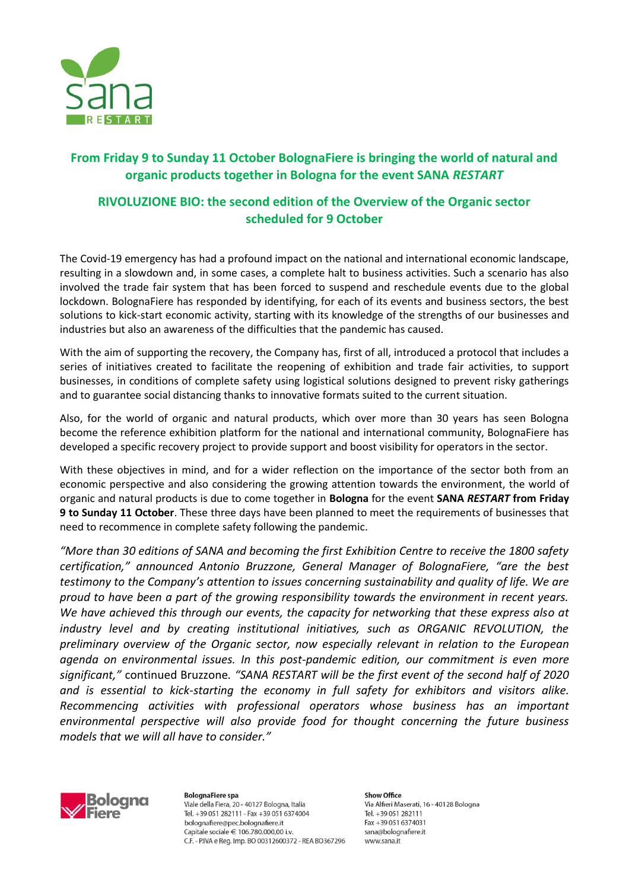## From Friday 9 to Sunday 11 October BolognaFiere is bringing the world of natural and organic products together in Bologna for the event SANA *RESTART*

## RIVOLUZIONE BIO: the second edition of the Overview of the Organic sector scheduled for 9 October

The Covid-19 emergency has had a profound impact on the national and international economic landscape, resulting in a slowdown and, in some cases, a complete halt to business activities. Such a scenario has also involved the trade fair system that has been forced to suspend and reschedule events due to the global lockdown. BolognaFiere has responded by identifying, for each of its events and business sectors, the best solutions to kick-start economic activity, starting with its knowledge of the strengths of our businesses and industries but also an awareness of the difficulties that the pandemic has caused.

With the aim of supporting the recovery, the Company has, first of all, introduced a protocol that includes a series of initiatives created to facilitate the reopening of exhibition and trade fair activities, to support businesses, in conditions of complete safety using logistical solutions designed to prevent risky gatherings and to guarantee social distancing thanks to innovative formats suited to the current situation.

Also, for the world of organic and natural products, which over more than 30 years has seen Bologna become the reference exhibition platform for the national and international community, BolognaFiere has developed a specific recovery project to provide support and boost visibility for operators in the sector.

With these objectives in mind, and for a wider reflection on the importance of the sector both from an economic perspective and also considering the growing attention towards the environment, the world of organic and natural products is due to come together in **Bologna** for the event **SANA *RESTART* from Friday 9 to Sunday 11 October**. These three days have been planned to meet the requirements of businesses that need to recommence in complete safety following the pandemic.

*"More than 30 editions of SANA and becoming the first Exhibition Centre to receive the 1800 safety certification," announced Antonio Bruzzone, General Manager of BolognaFiere, "are the best testimony to the Company's attention to issues concerning sustainability and quality of life. We are proud to have been a part of the growing responsibility towards the environment in recent years. We have achieved this through our events, the capacity for networking that these express also at industry level and by creating institutional initiatives, such as ORGANIC REVOLUTION, the preliminary overview of the Organic sector, now especially relevant in relation to the European agenda on environmental issues. In this post-pandemic edition, our commitment is even more significant,"* continued Bruzzone. *"SANA RESTART will be the first event of the second half of 2020 and is essential to kick-starting the economy in full safety for exhibitors and visitors alike. Recommencing activities with professional operators whose business has an important environmental perspective will also provide food for thought concerning the future business models that we will all have to consider."*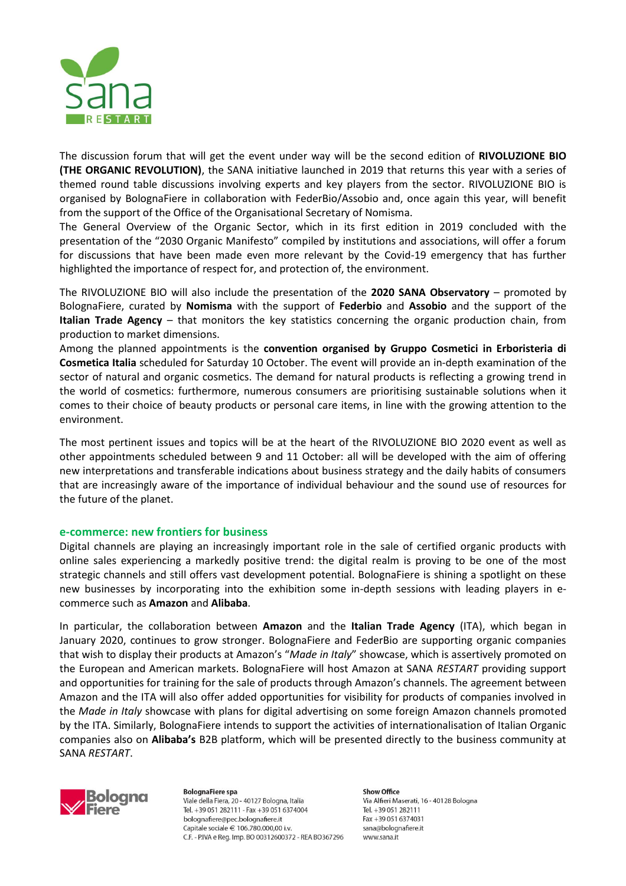The discussion forum that will get the event under way will be the second edition of **RIVOLUZIONE BIO (THE ORGANIC REVOLUTION)**, the SANA initiative launched in 2019 that returns this year with a series of themed round table discussions involving experts and key players from the sector. RIVOLUZIONE BIO is organised by BolognaFiere in collaboration with FederBio/Assobio and, once again this year, will benefit from the support of the Office of the Organisational Secretary of Nomisma.
The General Overview of the Organic Sector, which in its first edition in 2019 concluded with the presentation of the "2030 Organic Manifesto" compiled by institutions and associations, will offer a forum for discussions that have been made even more relevant by the Covid-19 emergency that has further highlighted the importance of respect for, and protection of, the environment.

The RIVOLUZIONE BIO will also include the presentation of the **2020 SANA Observatory** – promoted by BolognaFiere, curated by **Nomisma** with the support of **Federbio** and **Assobio** and the support of the **Italian Trade Agency** – that monitors the key statistics concerning the organic production chain, from production to market dimensions.
Among the planned appointments is the **convention organised by Gruppo Cosmetici in Erboristeria di Cosmetica Italia** scheduled for Saturday 10 October. The event will provide an in-depth examination of the sector of natural and organic cosmetics. The demand for natural products is reflecting a growing trend in the world of cosmetics: furthermore, numerous consumers are prioritising sustainable solutions when it comes to their choice of beauty products or personal care items, in line with the growing attention to the environment.

The most pertinent issues and topics will be at the heart of the RIVOLUZIONE BIO 2020 event as well as other appointments scheduled between 9 and 11 October: all will be developed with the aim of offering new interpretations and transferable indications about business strategy and the daily habits of consumers that are increasingly aware of the importance of individual behaviour and the sound use of resources for the future of the planet.

## e-commerce: new frontiers for business

Digital channels are playing an increasingly important role in the sale of certified organic products with online sales experiencing a markedly positive trend: the digital realm is proving to be one of the most strategic channels and still offers vast development potential. BolognaFiere is shining a spotlight on these new businesses by incorporating into the exhibition some in-depth sessions with leading players in e-commerce such as **Amazon** and **Alibaba**.

In particular, the collaboration between **Amazon** and the **Italian Trade Agency** (ITA), which began in January 2020, continues to grow stronger. BolognaFiere and FederBio are supporting organic companies that wish to display their products at Amazon's "*Made in Italy*" showcase, which is assertively promoted on the European and American markets. BolognaFiere will host Amazon at SANA *RESTART* providing support and opportunities for training for the sale of products through Amazon's channels. The agreement between Amazon and the ITA will also offer added opportunities for visibility for products of companies involved in the *Made in Italy* showcase with plans for digital advertising on some foreign Amazon channels promoted by the ITA. Similarly, BolognaFiere intends to support the activities of internationalisation of Italian Organic companies also on **Alibaba's** B2B platform, which will be presented directly to the business community at SANA *RESTART*.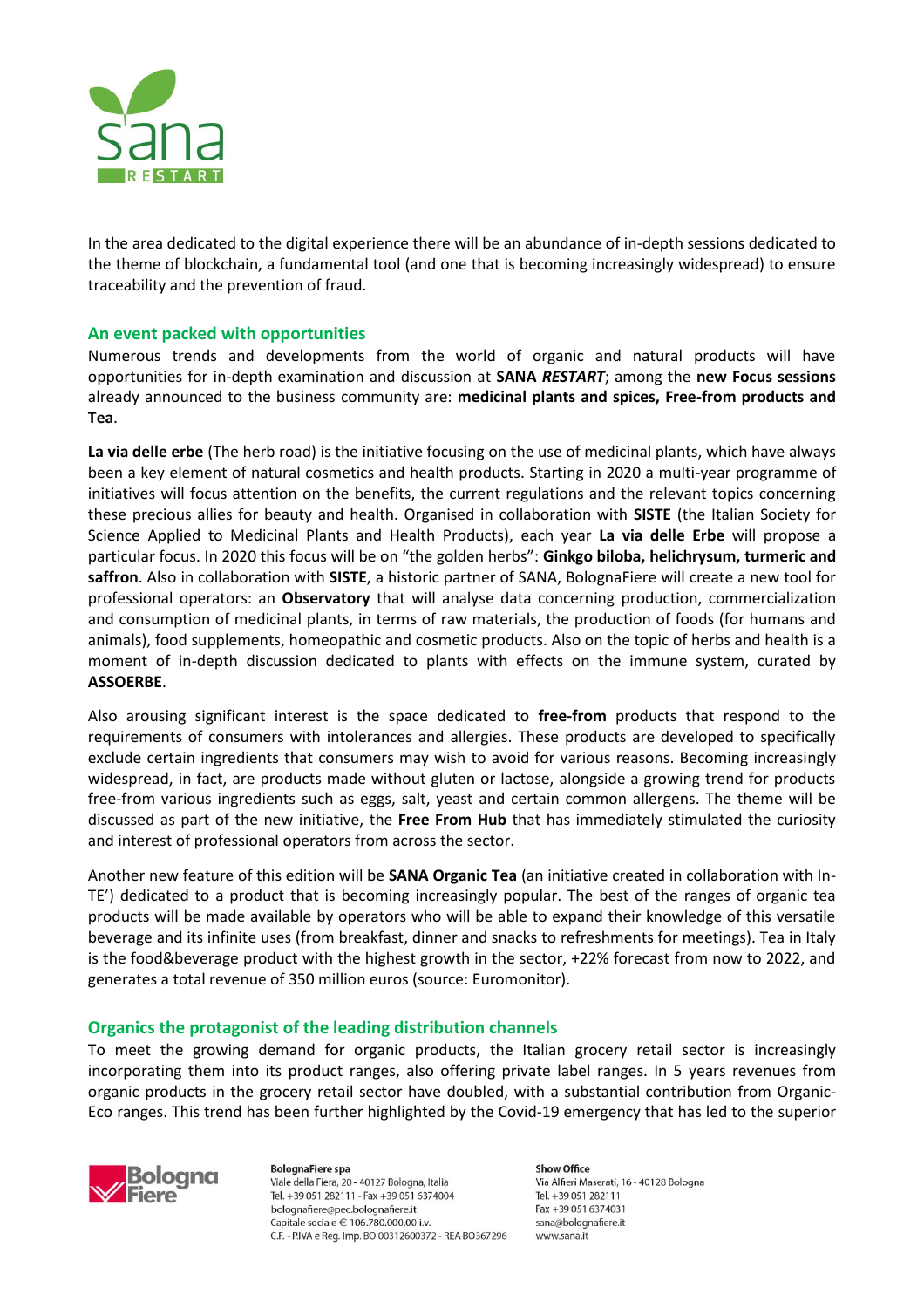In the area dedicated to the digital experience there will be an abundance of in-depth sessions dedicated to the theme of blockchain, a fundamental tool (and one that is becoming increasingly widespread) to ensure traceability and the prevention of fraud.

## An event packed with opportunities

Numerous trends and developments from the world of organic and natural products will have opportunities for in-depth examination and discussion at **SANA *RESTART***; among the **new Focus sessions** already announced to the business community are: **medicinal plants and spices, Free-from products and Tea**.

**La via delle erbe** (The herb road) is the initiative focusing on the use of medicinal plants, which have always been a key element of natural cosmetics and health products. Starting in 2020 a multi-year programme of initiatives will focus attention on the benefits, the current regulations and the relevant topics concerning these precious allies for beauty and health. Organised in collaboration with **SISTE** (the Italian Society for Science Applied to Medicinal Plants and Health Products), each year **La via delle Erbe** will propose a particular focus. In 2020 this focus will be on "the golden herbs": **Ginkgo biloba, helichrysum, turmeric and saffron**. Also in collaboration with **SISTE**, a historic partner of SANA, BolognaFiere will create a new tool for professional operators: an **Observatory** that will analyse data concerning production, commercialization and consumption of medicinal plants, in terms of raw materials, the production of foods (for humans and animals), food supplements, homeopathic and cosmetic products. Also on the topic of herbs and health is a moment of in-depth discussion dedicated to plants with effects on the immune system, curated by **ASSOERBE**.

Also arousing significant interest is the space dedicated to **free-from** products that respond to the requirements of consumers with intolerances and allergies. These products are developed to specifically exclude certain ingredients that consumers may wish to avoid for various reasons. Becoming increasingly widespread, in fact, are products made without gluten or lactose, alongside a growing trend for products free-from various ingredients such as eggs, salt, yeast and certain common allergens. The theme will be discussed as part of the new initiative, the **Free From Hub** that has immediately stimulated the curiosity and interest of professional operators from across the sector.

Another new feature of this edition will be **SANA Organic Tea** (an initiative created in collaboration with In-TE') dedicated to a product that is becoming increasingly popular. The best of the ranges of organic tea products will be made available by operators who will be able to expand their knowledge of this versatile beverage and its infinite uses (from breakfast, dinner and snacks to refreshments for meetings). Tea in Italy is the food&beverage product with the highest growth in the sector, +22% forecast from now to 2022, and generates a total revenue of 350 million euros (source: Euromonitor).

## Organics the protagonist of the leading distribution channels

To meet the growing demand for organic products, the Italian grocery retail sector is increasingly incorporating them into its product ranges, also offering private label ranges. In 5 years revenues from organic products in the grocery retail sector have doubled, with a substantial contribution from Organic-Eco ranges. This trend has been further highlighted by the Covid-19 emergency that has led to the superior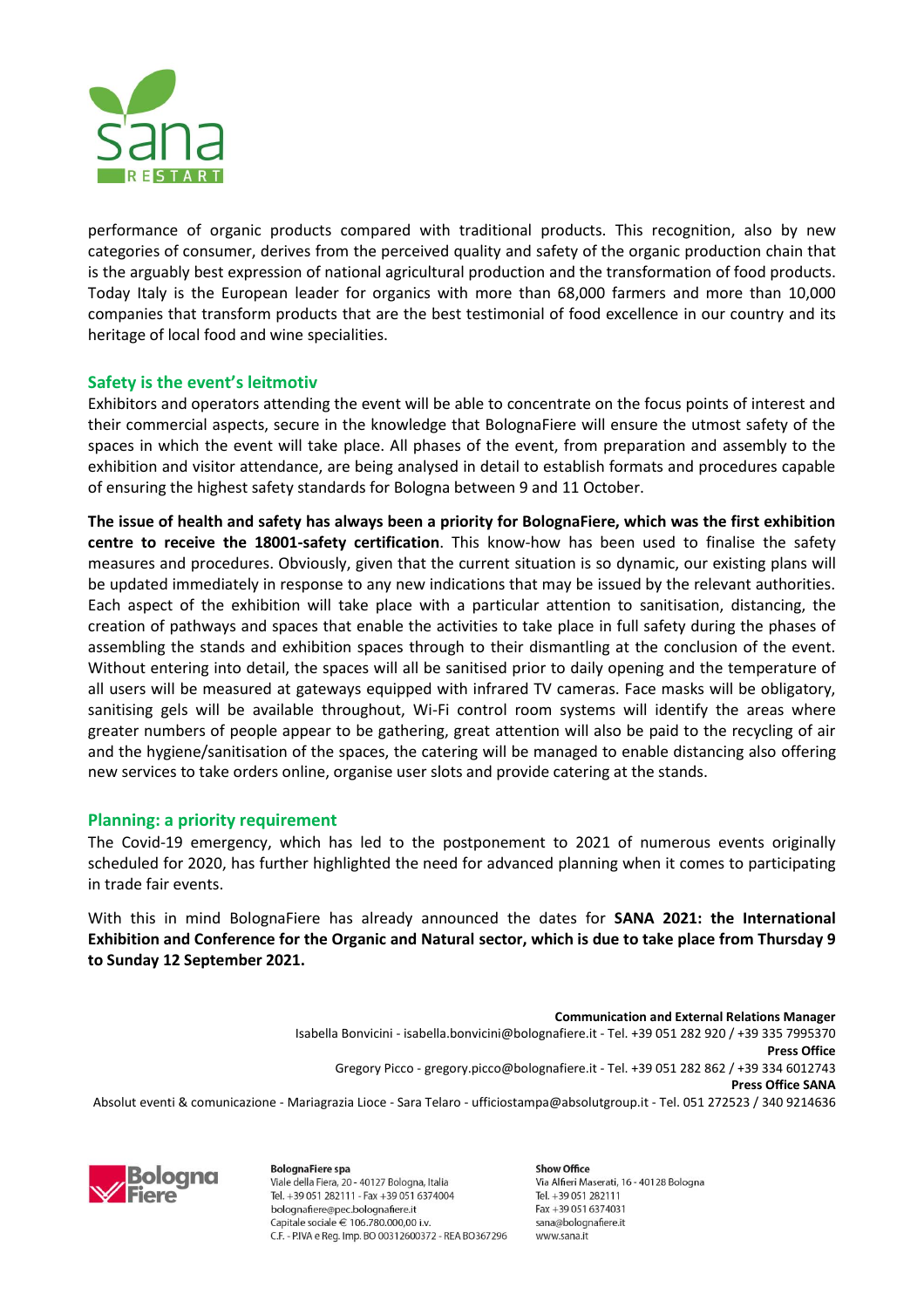performance of organic products compared with traditional products. This recognition, also by new categories of consumer, derives from the perceived quality and safety of the organic production chain that is the arguably best expression of national agricultural production and the transformation of food products. Today Italy is the European leader for organics with more than 68,000 farmers and more than 10,000 companies that transform products that are the best testimonial of food excellence in our country and its heritage of local food and wine specialities.

## Safety is the event's leitmotiv

Exhibitors and operators attending the event will be able to concentrate on the focus points of interest and their commercial aspects, secure in the knowledge that BolognaFiere will ensure the utmost safety of the spaces in which the event will take place. All phases of the event, from preparation and assembly to the exhibition and visitor attendance, are being analysed in detail to establish formats and procedures capable of ensuring the highest safety standards for Bologna between 9 and 11 October.

**The issue of health and safety has always been a priority for BolognaFiere, which was the first exhibition centre to receive the 18001-safety certification**. This know-how has been used to finalise the safety measures and procedures. Obviously, given that the current situation is so dynamic, our existing plans will be updated immediately in response to any new indications that may be issued by the relevant authorities. Each aspect of the exhibition will take place with a particular attention to sanitisation, distancing, the creation of pathways and spaces that enable the activities to take place in full safety during the phases of assembling the stands and exhibition spaces through to their dismantling at the conclusion of the event. Without entering into detail, the spaces will all be sanitised prior to daily opening and the temperature of all users will be measured at gateways equipped with infrared TV cameras. Face masks will be obligatory, sanitising gels will be available throughout, Wi-Fi control room systems will identify the areas where greater numbers of people appear to be gathering, great attention will also be paid to the recycling of air and the hygiene/sanitisation of the spaces, the catering will be managed to enable distancing also offering new services to take orders online, organise user slots and provide catering at the stands.

## Planning: a priority requirement

The Covid-19 emergency, which has led to the postponement to 2021 of numerous events originally scheduled for 2020, has further highlighted the need for advanced planning when it comes to participating in trade fair events.

With this in mind BolognaFiere has already announced the dates for **SANA 2021: the International Exhibition and Conference for the Organic and Natural sector, which is due to take place from Thursday 9 to Sunday 12 September 2021.**

**Communication and External Relations Manager**
Isabella Bonvicini - isabella.bonvicini@bolognafiere.it - Tel. +39 051 282 920 / +39 335 7995370
**Press Office**
Gregory Picco - gregory.picco@bolognafiere.it - Tel. +39 051 282 862 / +39 334 6012743
**Press Office SANA**
Absolut eventi & comunicazione - Mariagrazia Lioce - Sara Telaro - ufficiostampa@absolutgroup.it - Tel. 051 272523 / 340 9214636

**BolognaFiere spa**
Viale della Fiera, 20 - 40127 Bologna, Italia
Tel. +39 051 282111 - Fax +39 051 6374004
bolognafiere@pec.bolognafiere.it
Capitale sociale € 106.780.000,00 i.v.
C.F. - P.IVA e Reg. Imp. BO 00312600372 - REA BO367296

**Show Office**
Via Alfieri Maserati, 16 - 40128 Bologna
Tel. +39 051 282111
Fax +39 051 6374031
sana@bolognafiere.it
www.sana.it